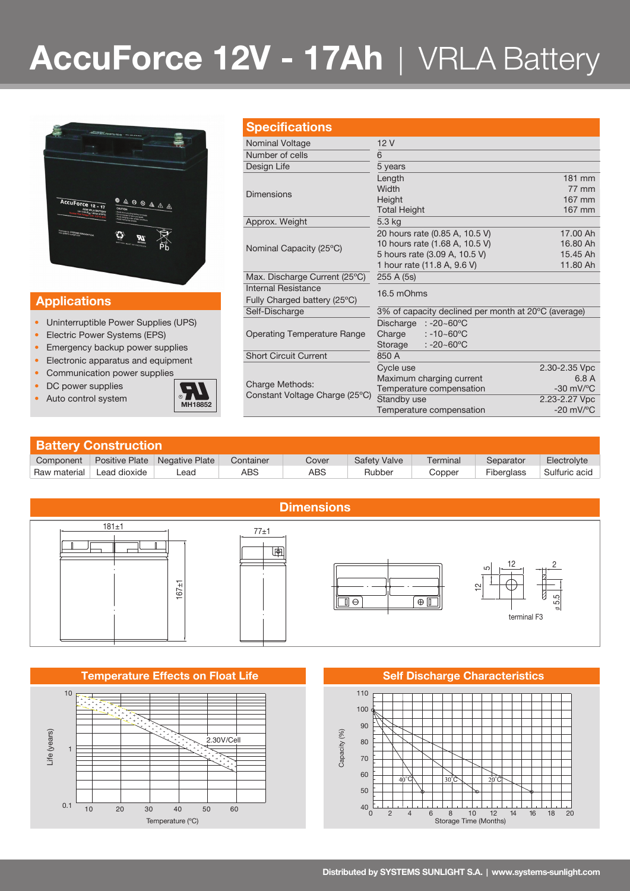# AccuForce 12V - 17Ah | VRLA Battery

## Applications

- Uninterruptible Power Supplies (UPS)
- Electric Power Systems (EPS)
- Emergency backup power supplies
- Electronic apparatus and equipment
- Communication power supplies
- DC power supplies
- Auto control system

MH18852

## Specifications

| Parameter | Value | |
|---|---|---|
| Nominal Voltage | 12 V | |
| Number of cells | 6 | |
| Design Life | 5 years | |
| Dimensions | Length | 181 mm |
| | Width | 77 mm |
| | Height | 167 mm |
| | Total Height | 167 mm |
| Approx. Weight | 5.3 kg | |
| Nominal Capacity (25°C) | 20 hours rate (0.85 A, 10.5 V) | 17.00 Ah |
| | 10 hours rate (1.68 A, 10.5 V) | 16.80 Ah |
| | 5 hours rate (3.09 A, 10.5 V) | 15.45 Ah |
| | 1 hour rate (11.8 A, 9.6 V) | 11.80 Ah |
| Max. Discharge Current (25°C) | 255 A (5s) | |
| Internal Resistance Fully Charged battery (25°C) | 16.5 mOhms | |
| Self-Discharge | 3% of capacity declined per month at 20°C (average) | |
| Operating Temperature Range | Discharge : -20~60°C | |
| | Charge : -10~60°C | |
| | Storage : -20~60°C | |
| Short Circuit Current | 850 A | |
| Charge Methods: Constant Voltage Charge (25°C) | Cycle use | 2.30-2.35 Vpc |
| | Maximum charging current | 6.8 A |
| | Temperature compensation | -30 mV/°C |
| | Standby use | 2.23-2.27 Vpc |
| | Temperature compensation | -20 mV/°C |

## Battery Construction

| Component | Positive Plate | Negative Plate | Container | Cover | Safety Valve | Terminal | Separator | Electrolyte |
|---|---|---|---|---|---|---|---|---|
| Raw material | Lead dioxide | Lead | ABS | ABS | Rubber | Copper | Fiberglass | Sulfuric acid |

## Dimensions

181±1, 77±1, 167±1, terminal F3 (12, 12, 5, 2, ⌀5.5)

## Temperature Effects on Float Life

Life (years) vs Temperature (°C): 2.30V/Cell

## Self Discharge Characteristics

Capacity (%) vs Storage Time (Months): 40°C, 30°C, 20°C

Distributed by SYSTEMS SUNLIGHT S.A. | www.systems-sunlight.com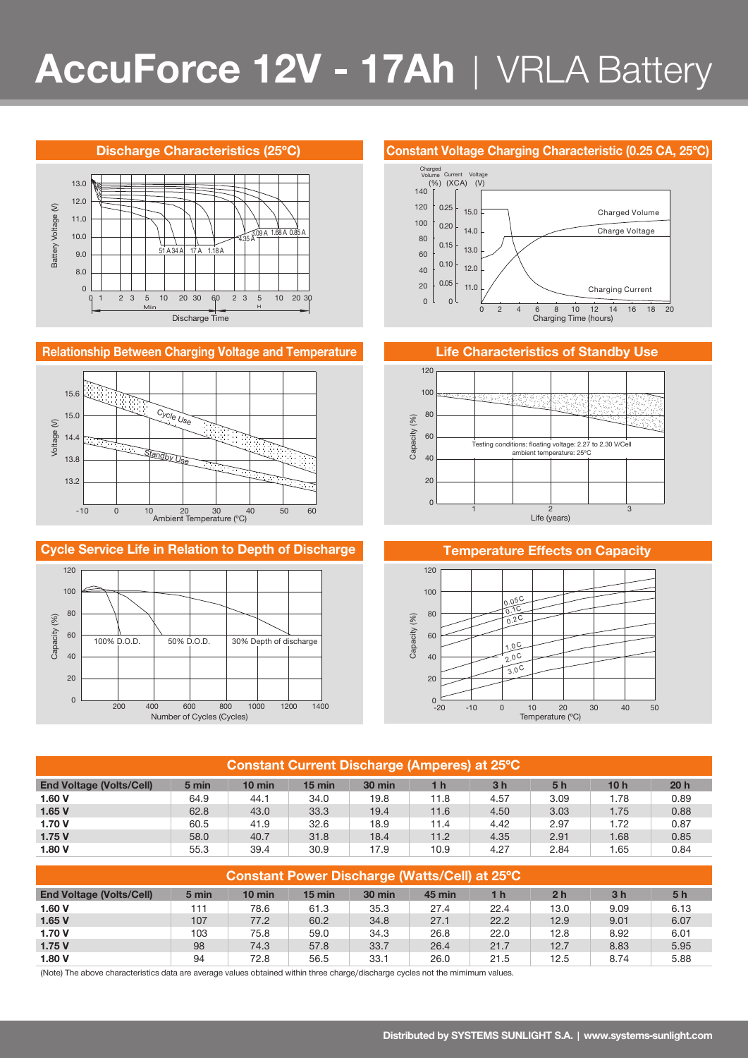# AccuForce 12V - 17Ah | VRLA Battery

## Discharge Characteristics (25ºC)

Battery Voltage (V)

13.0
12.0
11.0
10.0
9.0
8.0
0

3.09 A 1.68 A 0.85 A
4.35 A
51 A 34 A 17 A 1.18 A

0 1 2 3 5 10 20 30 60 2 3 5 10 20 30
Min H

Discharge Time

## Constant Voltage Charging Characteristic (0.25 CA, 25ºC)

Charged Volume (%) Current (XCA) Voltage (V)

140
120 0.25 15.0
100 0.20 14.0
80 0.15 13.0
60 0.10 12.0
40 0.05 11.0
20
0 0

Charged Volume
Charge Voltage
Charging Current

0 2 4 6 8 10 12 14 16 18 20
Charging Time (hours)

## Relationship Between Charging Voltage and Temperature

Voltage (V)

15.6
15.0
14.4
13.8
13.2

Cycle Use
Standby Use

-10 0 10 20 30 40 50 60
Ambient Temperature (ºC)

## Life Characteristics of Standby Use

Capacity (%)

120
100
80
60
40
20
0

Testing conditions: floating voltage: 2.27 to 2.30 V/Cell
ambient temperature: 25ºC

1 2 3
Life (years)

## Cycle Service Life in Relation to Depth of Discharge

Capacity (%)

120
100
80
60
40
20
0

100% D.O.D. 50% D.O.D. 30% Depth of discharge

200 400 600 800 1000 1200 1400
Number of Cycles (Cycles)

## Temperature Effects on Capacity

Capacity (%)

120
100
80
60
40
20
0

0.05C
0.1C
0.2C
1.0C
2.0C
3.0C

-20 -10 0 10 20 30 40 50
Temperature (ºC)

## Constant Current Discharge (Amperes) at 25ºC

| End Voltage (Volts/Cell) | 5 min | 10 min | 15 min | 30 min | 1 h | 3 h | 5 h | 10 h | 20 h |
|---|---|---|---|---|---|---|---|---|---|
| **1.60 V** | 64.9 | 44.1 | 34.0 | 19.8 | 11.8 | 4.57 | 3.09 | 1.78 | 0.89 |
| **1.65 V** | 62.8 | 43.0 | 33.3 | 19.4 | 11.6 | 4.50 | 3.03 | 1.75 | 0.88 |
| **1.70 V** | 60.5 | 41.9 | 32.6 | 18.9 | 11.4 | 4.42 | 2.97 | 1.72 | 0.87 |
| **1.75 V** | 58.0 | 40.7 | 31.8 | 18.4 | 11.2 | 4.35 | 2.91 | 1.68 | 0.85 |
| **1.80 V** | 55.3 | 39.4 | 30.9 | 17.9 | 10.9 | 4.27 | 2.84 | 1.65 | 0.84 |

## Constant Power Discharge (Watts/Cell) at 25ºC

| End Voltage (Volts/Cell) | 5 min | 10 min | 15 min | 30 min | 45 min | 1 h | 2 h | 3 h | 5 h |
|---|---|---|---|---|---|---|---|---|---|
| **1.60 V** | 111 | 78.6 | 61.3 | 35.3 | 27.4 | 22.4 | 13.0 | 9.09 | 6.13 |
| **1.65 V** | 107 | 77.2 | 60.2 | 34.8 | 27.1 | 22.2 | 12.9 | 9.01 | 6.07 |
| **1.70 V** | 103 | 75.8 | 59.0 | 34.3 | 26.8 | 22.0 | 12.8 | 8.92 | 6.01 |
| **1.75 V** | 98 | 74.3 | 57.8 | 33.7 | 26.4 | 21.7 | 12.7 | 8.83 | 5.95 |
| **1.80 V** | 94 | 72.8 | 56.5 | 33.1 | 26.0 | 21.5 | 12.5 | 8.74 | 5.88 |

(Note) The above characteristics data are average values obtained within three charge/discharge cycles not the mimimum values.

**Distributed by SYSTEMS SUNLIGHT S.A. | www.systems-sunlight.com**